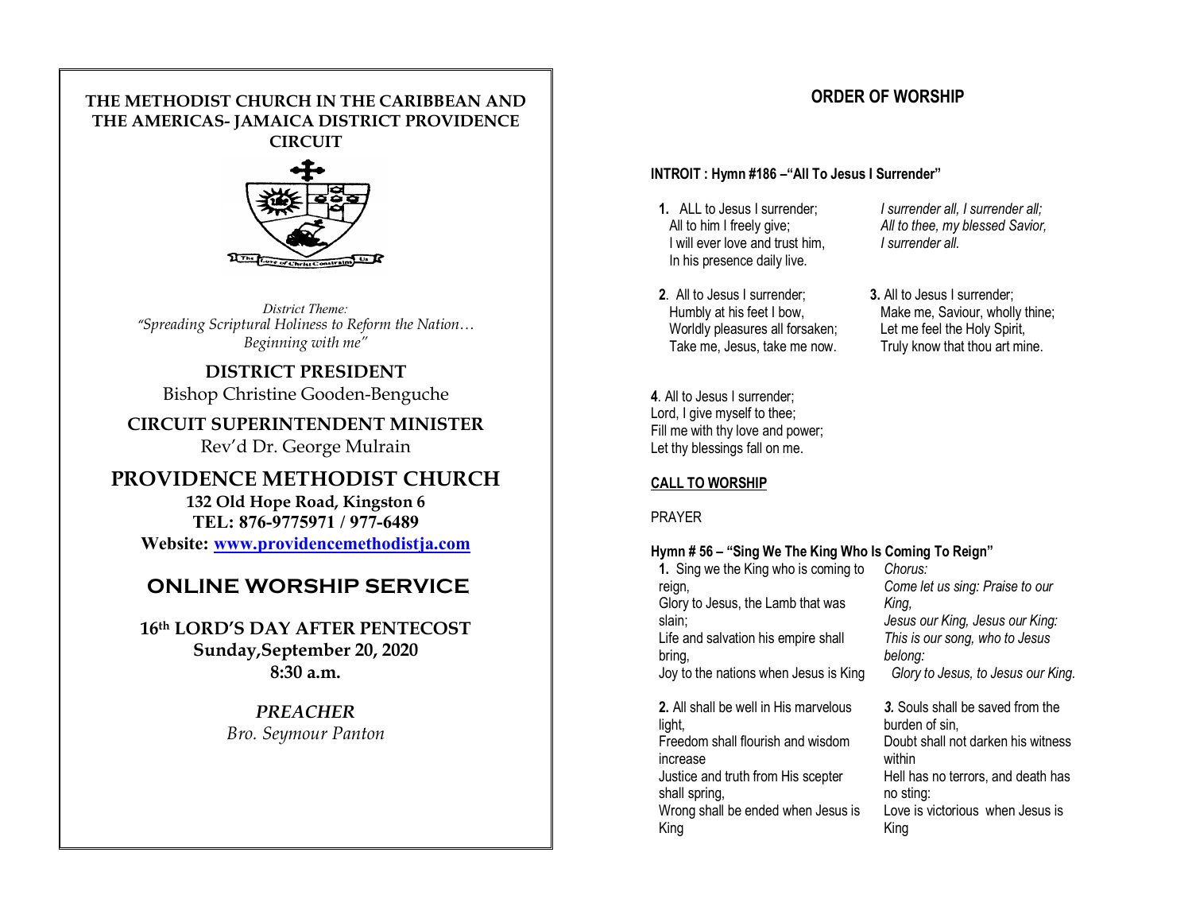# THE METHODIST CHURCH IN THE CARIBBEAN AND THE AMERICAS- JAMAICA DISTRICT PROVIDENCE CIRCUIT

The Love of Christ Constrains Us

*District Theme:*
*"Spreading Scriptural Holiness to Reform the Nation… Beginning with me"*

**DISTRICT PRESIDENT**
Bishop Christine Gooden-Benguche

**CIRCUIT SUPERINTENDENT MINISTER**
Rev'd Dr. George Mulrain

## PROVIDENCE METHODIST CHURCH

**132 Old Hope Road, Kingston 6**
**TEL: 876-9775971 / 977-6489**
**Website: [www.providencemethodistja.com](www.providencemethodistja.com)**

## ONLINE WORSHIP SERVICE

**16th LORD'S DAY AFTER PENTECOST**
**Sunday,September 20, 2020**
**8:30 a.m.**

***PREACHER***
*Bro. Seymour Panton*

## ORDER OF WORSHIP

**INTROIT : Hymn #186 –"All To Jesus I Surrender"**

**1.** ALL to Jesus I surrender;
All to him I freely give;
I will ever love and trust him,
In his presence daily live.

*I surrender all, I surrender all;*
*All to thee, my blessed Savior,*
*I surrender all.*

**2**. All to Jesus I surrender;
Humbly at his feet I bow,
Worldly pleasures all forsaken;
Take me, Jesus, take me now.

**3.** All to Jesus I surrender;
Make me, Saviour, wholly thine;
Let me feel the Holy Spirit,
Truly know that thou art mine.

**4**. All to Jesus I surrender;
Lord, I give myself to thee;
Fill me with thy love and power;
Let thy blessings fall on me.

**CALL TO WORSHIP**

PRAYER

**Hymn # 56 – "Sing We The King Who Is Coming To Reign"**

**1.** Sing we the King who is coming to reign,
Glory to Jesus, the Lamb that was slain;
Life and salvation his empire shall bring,
Joy to the nations when Jesus is King

*Chorus:*
*Come let us sing: Praise to our King,*
*Jesus our King, Jesus our King:*
*This is our song, who to Jesus belong:*
*Glory to Jesus, to Jesus our King.*

**2.** All shall be well in His marvelous light,
Freedom shall flourish and wisdom increase
Justice and truth from His scepter shall spring,
Wrong shall be ended when Jesus is King

***3.*** Souls shall be saved from the burden of sin,
Doubt shall not darken his witness within
Hell has no terrors, and death has no sting:
Love is victorious when Jesus is King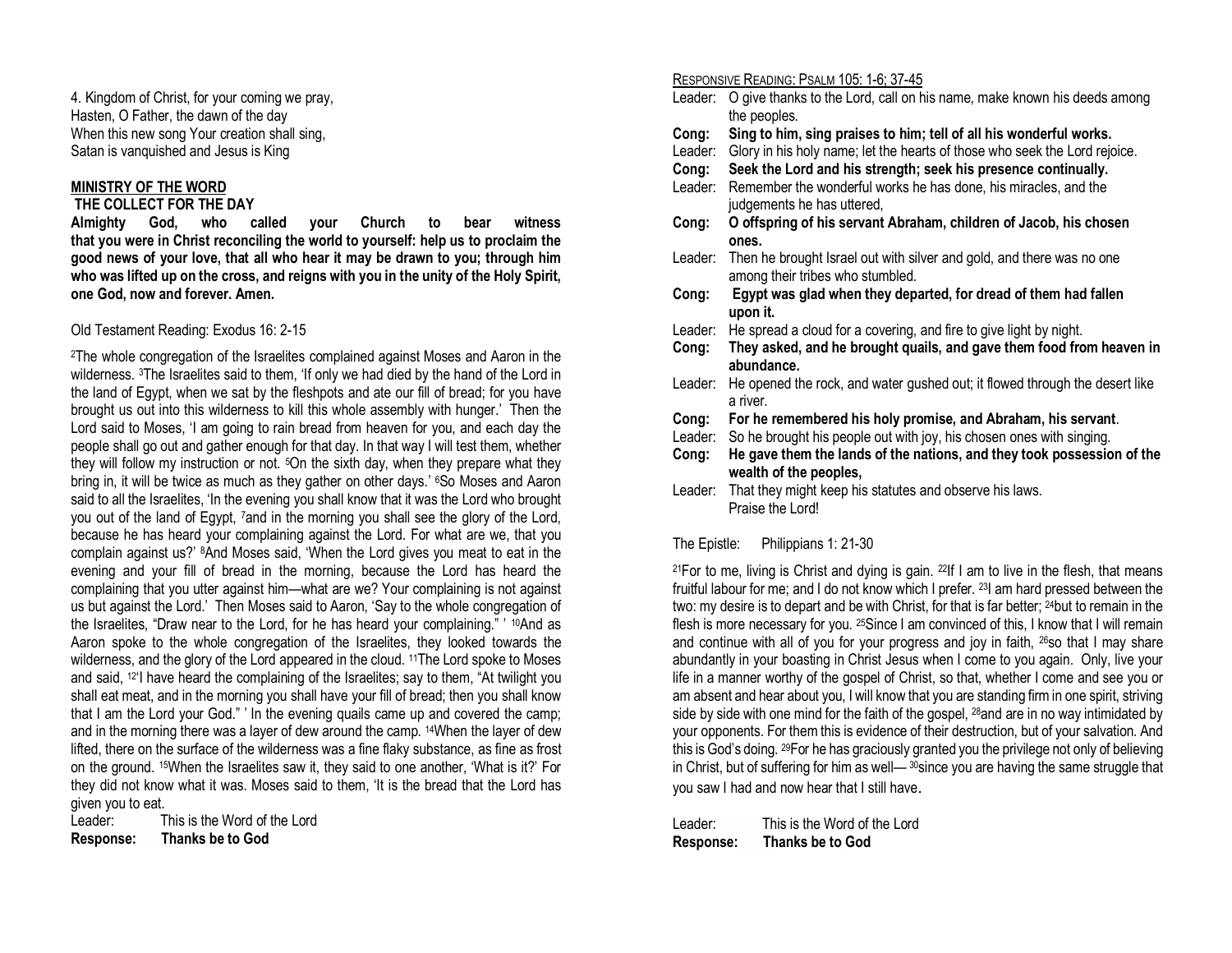4. Kingdom of Christ, for your coming we pray,
Hasten, O Father, the dawn of the day
When this new song Your creation shall sing,
Satan is vanquished and Jesus is King

## MINISTRY OF THE WORD

### THE COLLECT FOR THE DAY

**Almighty God, who called your Church to bear witness that you were in Christ reconciling the world to yourself: help us to proclaim the good news of your love, that all who hear it may be drawn to you; through him who was lifted up on the cross, and reigns with you in the unity of the Holy Spirit, one God, now and forever. Amen.**

Old Testament Reading: Exodus 16: 2-15

[2]The whole congregation of the Israelites complained against Moses and Aaron in the wilderness. [3]The Israelites said to them, 'If only we had died by the hand of the Lord in the land of Egypt, when we sat by the fleshpots and ate our fill of bread; for you have brought us out into this wilderness to kill this whole assembly with hunger.' Then the Lord said to Moses, 'I am going to rain bread from heaven for you, and each day the people shall go out and gather enough for that day. In that way I will test them, whether they will follow my instruction or not. [5]On the sixth day, when they prepare what they bring in, it will be twice as much as they gather on other days.' [6]So Moses and Aaron said to all the Israelites, 'In the evening you shall know that it was the Lord who brought you out of the land of Egypt, [7]and in the morning you shall see the glory of the Lord, because he has heard your complaining against the Lord. For what are we, that you complain against us?' [8]And Moses said, 'When the Lord gives you meat to eat in the evening and your fill of bread in the morning, because the Lord has heard the complaining that you utter against him—what are we? Your complaining is not against us but against the Lord.' Then Moses said to Aaron, 'Say to the whole congregation of the Israelites, "Draw near to the Lord, for he has heard your complaining." ' [10]And as Aaron spoke to the whole congregation of the Israelites, they looked towards the wilderness, and the glory of the Lord appeared in the cloud. [11]The Lord spoke to Moses and said, [12]'I have heard the complaining of the Israelites; say to them, "At twilight you shall eat meat, and in the morning you shall have your fill of bread; then you shall know that I am the Lord your God." ' In the evening quails came up and covered the camp; and in the morning there was a layer of dew around the camp. [14]When the layer of dew lifted, there on the surface of the wilderness was a fine flaky substance, as fine as frost on the ground. [15]When the Israelites saw it, they said to one another, 'What is it?' For they did not know what it was. Moses said to them, 'It is the bread that the Lord has given you to eat.

Leader: This is the Word of the Lord
**Response: Thanks be to God**

RESPONSIVE READING: PSALM 105: 1-6; 37-45

Leader: O give thanks to the Lord, call on his name, make known his deeds among the peoples.
**Cong: Sing to him, sing praises to him; tell of all his wonderful works.**
Leader: Glory in his holy name; let the hearts of those who seek the Lord rejoice.
**Cong: Seek the Lord and his strength; seek his presence continually.**
Leader: Remember the wonderful works he has done, his miracles, and the judgements he has uttered,
**Cong: O offspring of his servant Abraham, children of Jacob, his chosen ones.**
Leader: Then he brought Israel out with silver and gold, and there was no one among their tribes who stumbled.
**Cong: Egypt was glad when they departed, for dread of them had fallen upon it.**
Leader: He spread a cloud for a covering, and fire to give light by night.
**Cong: They asked, and he brought quails, and gave them food from heaven in abundance.**
Leader: He opened the rock, and water gushed out; it flowed through the desert like a river.
**Cong: For he remembered his holy promise, and Abraham, his servant.**
Leader: So he brought his people out with joy, his chosen ones with singing.
**Cong: He gave them the lands of the nations, and they took possession of the wealth of the peoples,**
Leader: That they might keep his statutes and observe his laws. Praise the Lord!

The Epistle: Philippians 1: 21-30

[21]For to me, living is Christ and dying is gain. [22]If I am to live in the flesh, that means fruitful labour for me; and I do not know which I prefer. [23]I am hard pressed between the two: my desire is to depart and be with Christ, for that is far better; [24]but to remain in the flesh is more necessary for you. [25]Since I am convinced of this, I know that I will remain and continue with all of you for your progress and joy in faith, [26]so that I may share abundantly in your boasting in Christ Jesus when I come to you again. Only, live your life in a manner worthy of the gospel of Christ, so that, whether I come and see you or am absent and hear about you, I will know that you are standing firm in one spirit, striving side by side with one mind for the faith of the gospel, [28]and are in no way intimidated by your opponents. For them this is evidence of their destruction, but of your salvation. And this is God's doing. [29]For he has graciously granted you the privilege not only of believing in Christ, but of suffering for him as well— [30]since you are having the same struggle that you saw I had and now hear that I still have.

Leader: This is the Word of the Lord
**Response: Thanks be to God**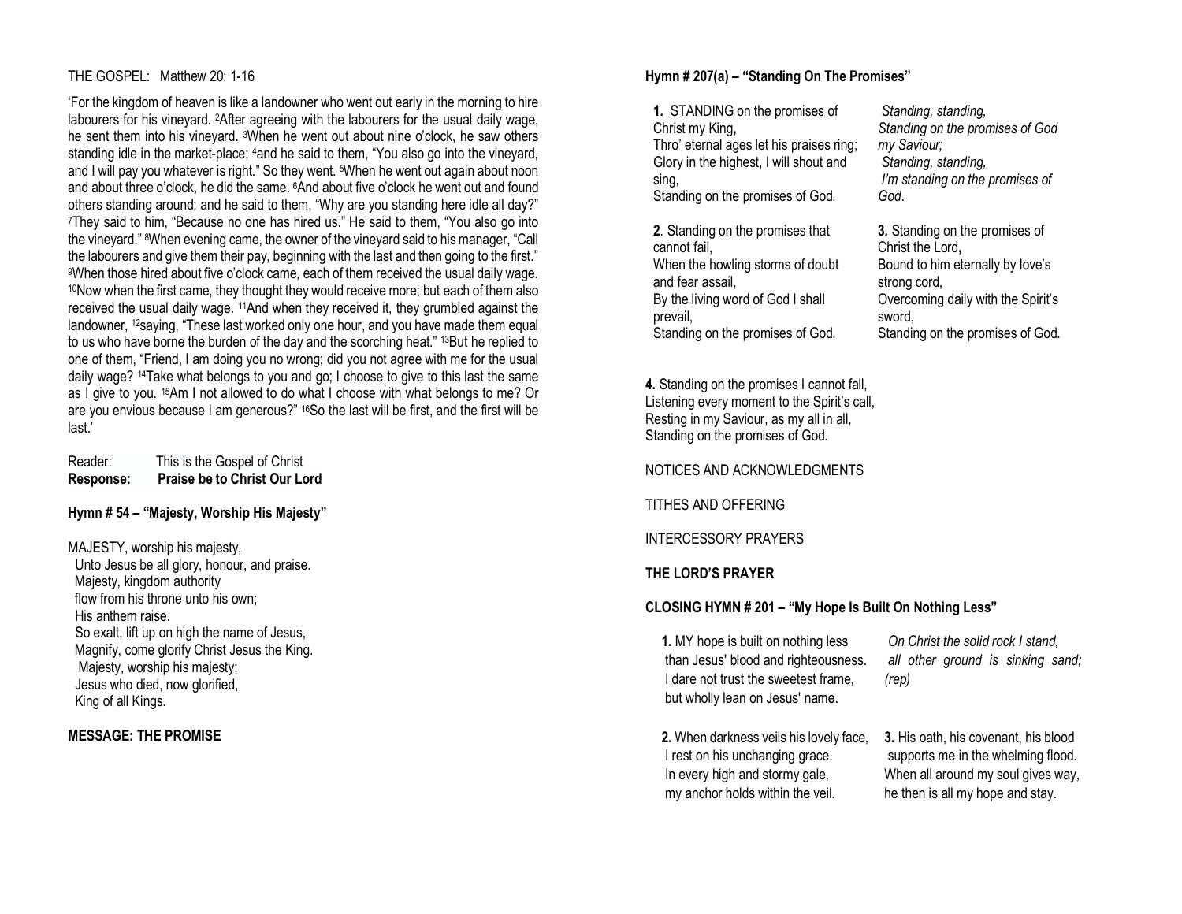THE GOSPEL: Matthew 20: 1-16

'For the kingdom of heaven is like a landowner who went out early in the morning to hire labourers for his vineyard. [2]After agreeing with the labourers for the usual daily wage, he sent them into his vineyard. [3]When he went out about nine o'clock, he saw others standing idle in the market-place; [4]and he said to them, "You also go into the vineyard, and I will pay you whatever is right." So they went. [5]When he went out again about noon and about three o'clock, he did the same. [6]And about five o'clock he went out and found others standing around; and he said to them, "Why are you standing here idle all day?" [7]They said to him, "Because no one has hired us." He said to them, "You also go into the vineyard." [8]When evening came, the owner of the vineyard said to his manager, "Call the labourers and give them their pay, beginning with the last and then going to the first." [9]When those hired about five o'clock came, each of them received the usual daily wage. [10]Now when the first came, they thought they would receive more; but each of them also received the usual daily wage. [11]And when they received it, they grumbled against the landowner, [12]saying, "These last worked only one hour, and you have made them equal to us who have borne the burden of the day and the scorching heat." [13]But he replied to one of them, "Friend, I am doing you no wrong; did you not agree with me for the usual daily wage? [14]Take what belongs to you and go; I choose to give to this last the same as I give to you. [15]Am I not allowed to do what I choose with what belongs to me? Or are you envious because I am generous?" [16]So the last will be first, and the first will be last.'

Reader: This is the Gospel of Christ
**Response: Praise be to Christ Our Lord**

**Hymn # 54 – "Majesty, Worship His Majesty"**

MAJESTY, worship his majesty,
Unto Jesus be all glory, honour, and praise.
Majesty, kingdom authority
flow from his throne unto his own;
His anthem raise.
So exalt, lift up on high the name of Jesus,
Magnify, come glorify Christ Jesus the King.
Majesty, worship his majesty;
Jesus who died, now glorified,
King of all Kings.

**MESSAGE: THE PROMISE**

**Hymn # 207(a) – "Standing On The Promises"**

**1.** STANDING on the promises of Christ my King**,**
Thro' eternal ages let his praises ring;
Glory in the highest, I will shout and sing,
Standing on the promises of God.

*Standing, standing,*
*Standing on the promises of God my Saviour;*
*Standing, standing,*
*I'm standing on the promises of God.*

**2**. Standing on the promises that cannot fail,
When the howling storms of doubt and fear assail,
By the living word of God I shall prevail,
Standing on the promises of God.

**3.** Standing on the promises of Christ the Lord**,**
Bound to him eternally by love's strong cord,
Overcoming daily with the Spirit's sword,
Standing on the promises of God.

**4.** Standing on the promises I cannot fall,
Listening every moment to the Spirit's call,
Resting in my Saviour, as my all in all,
Standing on the promises of God.

NOTICES AND ACKNOWLEDGMENTS

TITHES AND OFFERING

INTERCESSORY PRAYERS

**THE LORD'S PRAYER**

**CLOSING HYMN # 201 – "My Hope Is Built On Nothing Less"**

**1.** MY hope is built on nothing less
than Jesus' blood and righteousness.
I dare not trust the sweetest frame,
but wholly lean on Jesus' name.

*On Christ the solid rock I stand,*
*all other ground is sinking sand; (rep)*

**2.** When darkness veils his lovely face,
I rest on his unchanging grace.
In every high and stormy gale,
my anchor holds within the veil.

**3.** His oath, his covenant, his blood
supports me in the whelming flood.
When all around my soul gives way,
he then is all my hope and stay.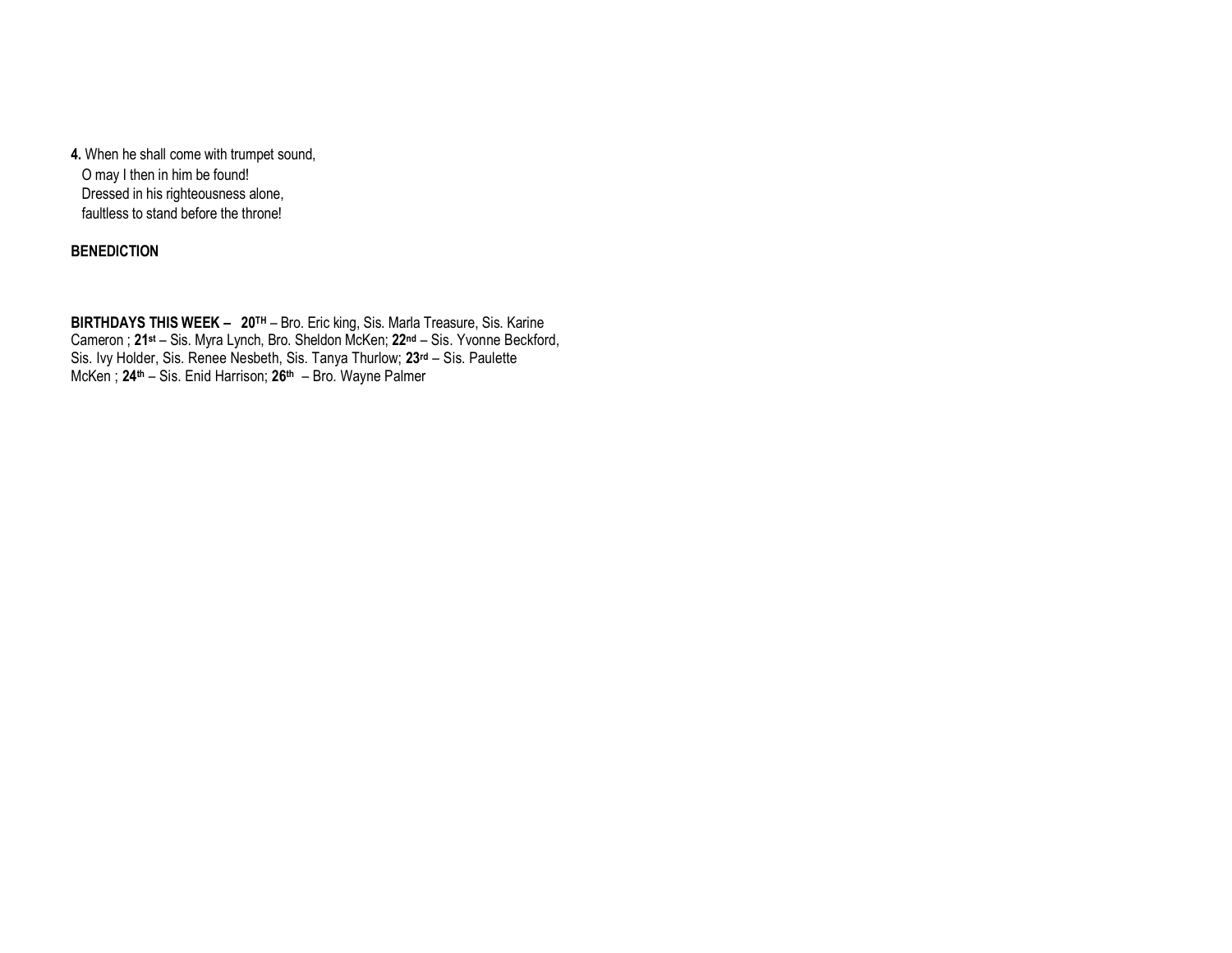**4.** When he shall come with trumpet sound,  
O may I then in him be found!  
Dressed in his righteousness alone,  
faultless to stand before the throne!

**BENEDICTION**

**BIRTHDAYS THIS WEEK – 20TH** – Bro. Eric king, Sis. Marla Treasure, Sis. Karine Cameron ; **21st** – Sis. Myra Lynch, Bro. Sheldon McKen; **22nd** – Sis. Yvonne Beckford, Sis. Ivy Holder, Sis. Renee Nesbeth, Sis. Tanya Thurlow; **23rd** – Sis. Paulette McKen ; **24th** – Sis. Enid Harrison; **26th** – Bro. Wayne Palmer